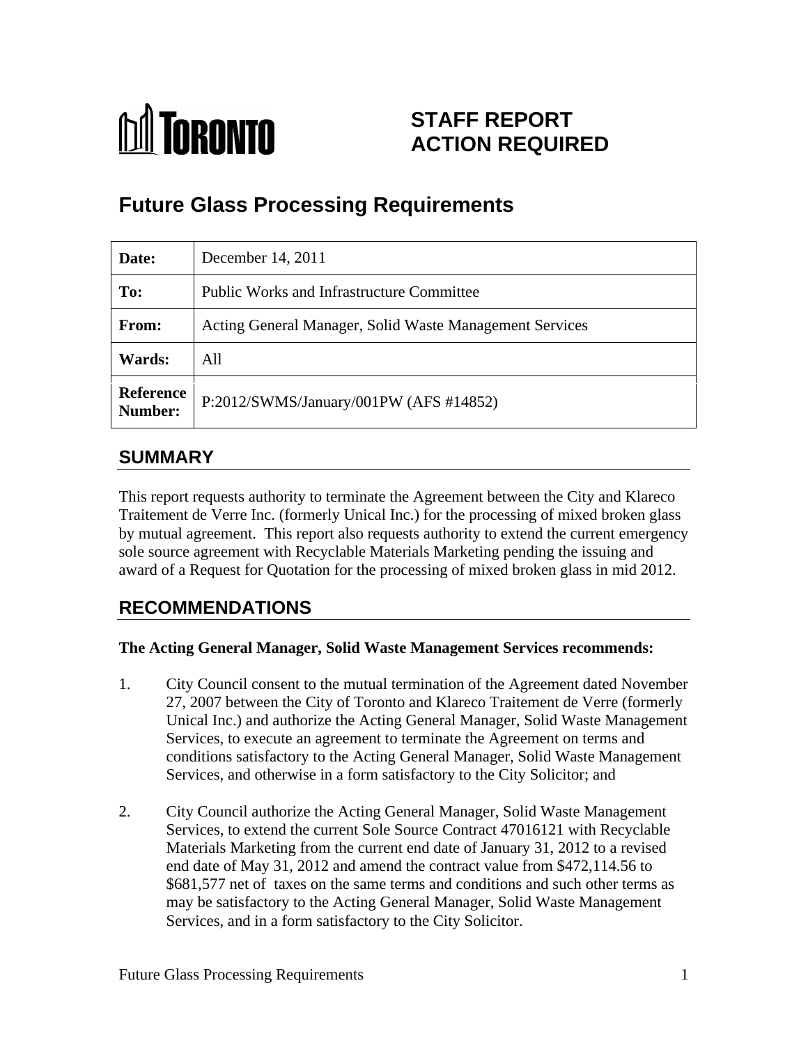**TORONTO**

# STAFF REPORT ACTION REQUIRED

## Future Glass Processing Requirements

| | |
|---|---|
| **Date:** | December 14, 2011 |
| **To:** | Public Works and Infrastructure Committee |
| **From:** | Acting General Manager, Solid Waste Management Services |
| **Wards:** | All |
| **Reference Number:** | P:2012/SWMS/January/001PW (AFS #14852) |

## SUMMARY

This report requests authority to terminate the Agreement between the City and Klareco Traitement de Verre Inc. (formerly Unical Inc.) for the processing of mixed broken glass by mutual agreement. This report also requests authority to extend the current emergency sole source agreement with Recyclable Materials Marketing pending the issuing and award of a Request for Quotation for the processing of mixed broken glass in mid 2012.

## RECOMMENDATIONS

**The Acting General Manager, Solid Waste Management Services recommends:**

1. City Council consent to the mutual termination of the Agreement dated November 27, 2007 between the City of Toronto and Klareco Traitement de Verre (formerly Unical Inc.) and authorize the Acting General Manager, Solid Waste Management Services, to execute an agreement to terminate the Agreement on terms and conditions satisfactory to the Acting General Manager, Solid Waste Management Services, and otherwise in a form satisfactory to the City Solicitor; and

2. City Council authorize the Acting General Manager, Solid Waste Management Services, to extend the current Sole Source Contract 47016121 with Recyclable Materials Marketing from the current end date of January 31, 2012 to a revised end date of May 31, 2012 and amend the contract value from $472,114.56 to $681,577 net of taxes on the same terms and conditions and such other terms as may be satisfactory to the Acting General Manager, Solid Waste Management Services, and in a form satisfactory to the City Solicitor.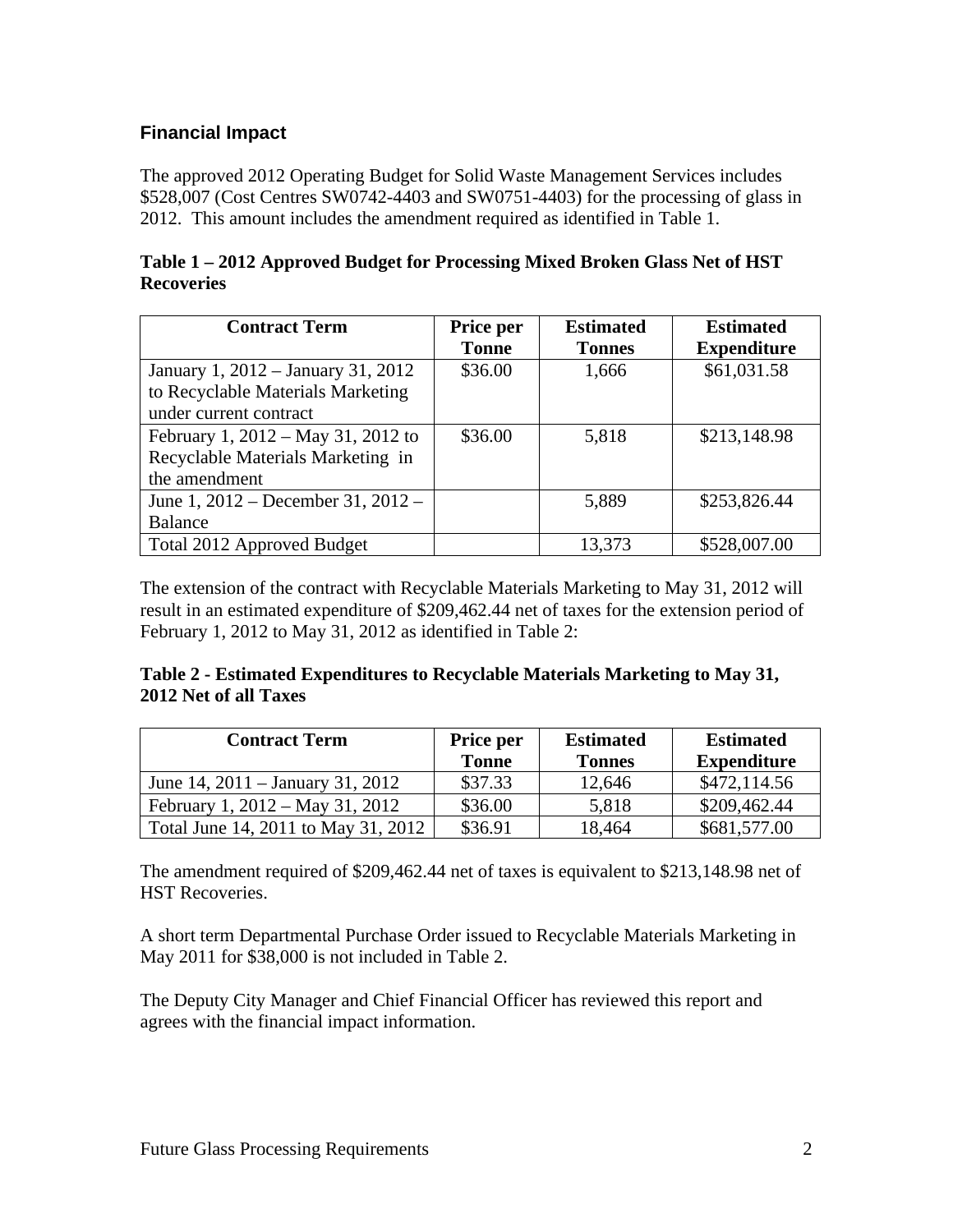## Financial Impact

The approved 2012 Operating Budget for Solid Waste Management Services includes $528,007 (Cost Centres SW0742-4403 and SW0751-4403) for the processing of glass in 2012. This amount includes the amendment required as identified in Table 1.

**Table 1 – 2012 Approved Budget for Processing Mixed Broken Glass Net of HST Recoveries**

| Contract Term | Price per Tonne | Estimated Tonnes | Estimated Expenditure |
|---|---|---|---|
| January 1, 2012 – January 31, 2012 to Recyclable Materials Marketing under current contract | $36.00 | 1,666 | $61,031.58 |
| February 1, 2012 – May 31, 2012 to Recyclable Materials Marketing in the amendment | $36.00 | 5,818 | $213,148.98 |
| June 1, 2012 – December 31, 2012 – Balance | | 5,889 | $253,826.44 |
| Total 2012 Approved Budget | | 13,373 | $528,007.00 |

The extension of the contract with Recyclable Materials Marketing to May 31, 2012 will result in an estimated expenditure of $209,462.44 net of taxes for the extension period of February 1, 2012 to May 31, 2012 as identified in Table 2:

**Table 2 - Estimated Expenditures to Recyclable Materials Marketing to May 31, 2012 Net of all Taxes**

| Contract Term | Price per Tonne | Estimated Tonnes | Estimated Expenditure |
|---|---|---|---|
| June 14, 2011 – January 31, 2012 | $37.33 | 12,646 | $472,114.56 |
| February 1, 2012 – May 31, 2012 | $36.00 | 5,818 | $209,462.44 |
| Total June 14, 2011 to May 31, 2012 | $36.91 | 18,464 | $681,577.00 |

The amendment required of $209,462.44 net of taxes is equivalent to $213,148.98 net of HST Recoveries.

A short term Departmental Purchase Order issued to Recyclable Materials Marketing in May 2011 for $38,000 is not included in Table 2.

The Deputy City Manager and Chief Financial Officer has reviewed this report and agrees with the financial impact information.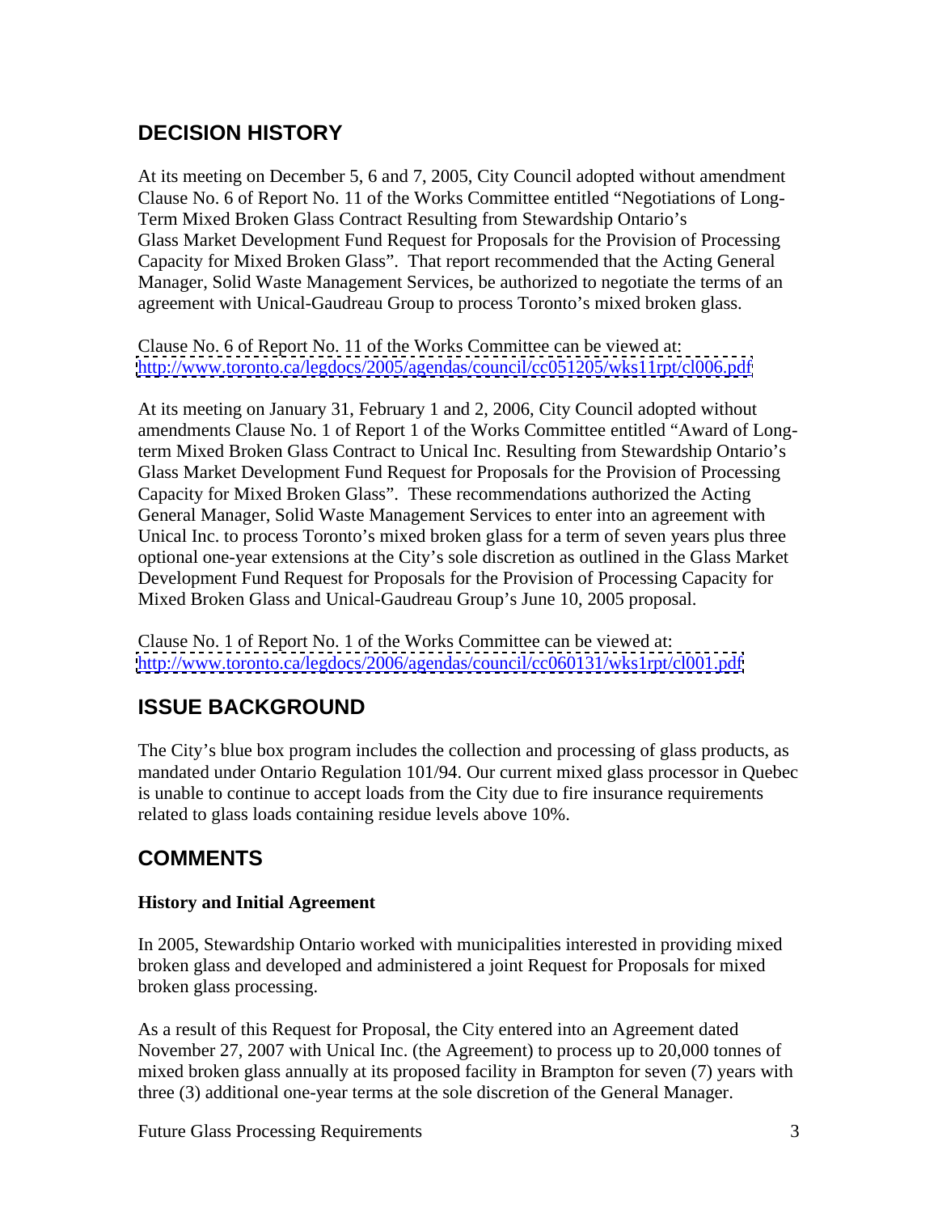## DECISION HISTORY

At its meeting on December 5, 6 and 7, 2005, City Council adopted without amendment Clause No. 6 of Report No. 11 of the Works Committee entitled "Negotiations of Long-Term Mixed Broken Glass Contract Resulting from Stewardship Ontario's Glass Market Development Fund Request for Proposals for the Provision of Processing Capacity for Mixed Broken Glass". That report recommended that the Acting General Manager, Solid Waste Management Services, be authorized to negotiate the terms of an agreement with Unical-Gaudreau Group to process Toronto's mixed broken glass.

Clause No. 6 of Report No. 11 of the Works Committee can be viewed at: http://www.toronto.ca/legdocs/2005/agendas/council/cc051205/wks11rpt/cl006.pdf

At its meeting on January 31, February 1 and 2, 2006, City Council adopted without amendments Clause No. 1 of Report 1 of the Works Committee entitled "Award of Long-term Mixed Broken Glass Contract to Unical Inc. Resulting from Stewardship Ontario's Glass Market Development Fund Request for Proposals for the Provision of Processing Capacity for Mixed Broken Glass". These recommendations authorized the Acting General Manager, Solid Waste Management Services to enter into an agreement with Unical Inc. to process Toronto's mixed broken glass for a term of seven years plus three optional one-year extensions at the City's sole discretion as outlined in the Glass Market Development Fund Request for Proposals for the Provision of Processing Capacity for Mixed Broken Glass and Unical-Gaudreau Group's June 10, 2005 proposal.

Clause No. 1 of Report No. 1 of the Works Committee can be viewed at: http://www.toronto.ca/legdocs/2006/agendas/council/cc060131/wks1rpt/cl001.pdf

## ISSUE BACKGROUND

The City's blue box program includes the collection and processing of glass products, as mandated under Ontario Regulation 101/94. Our current mixed glass processor in Quebec is unable to continue to accept loads from the City due to fire insurance requirements related to glass loads containing residue levels above 10%.

## COMMENTS

### History and Initial Agreement

In 2005, Stewardship Ontario worked with municipalities interested in providing mixed broken glass and developed and administered a joint Request for Proposals for mixed broken glass processing.

As a result of this Request for Proposal, the City entered into an Agreement dated November 27, 2007 with Unical Inc. (the Agreement) to process up to 20,000 tonnes of mixed broken glass annually at its proposed facility in Brampton for seven (7) years with three (3) additional one-year terms at the sole discretion of the General Manager.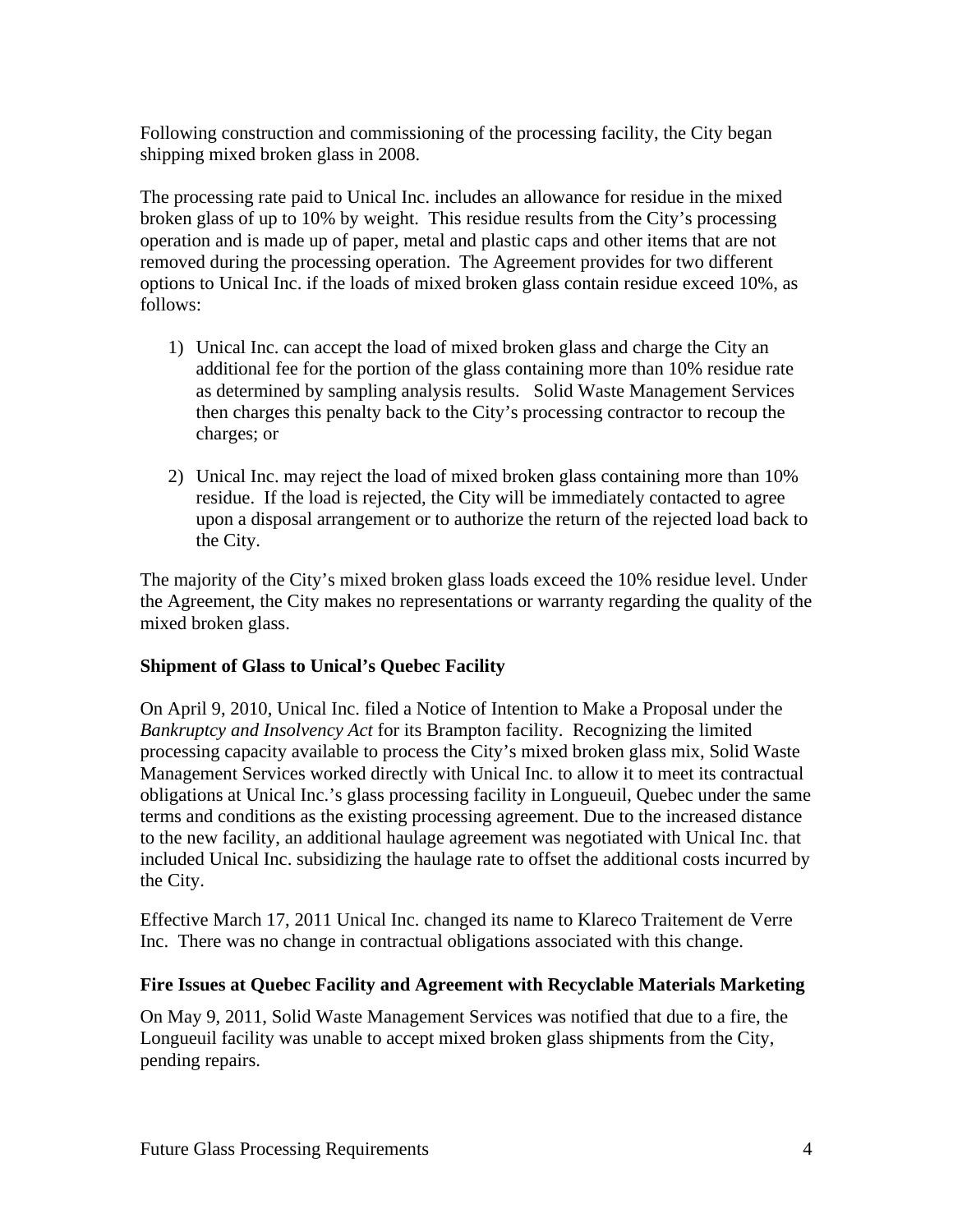Following construction and commissioning of the processing facility, the City began shipping mixed broken glass in 2008.

The processing rate paid to Unical Inc. includes an allowance for residue in the mixed broken glass of up to 10% by weight. This residue results from the City's processing operation and is made up of paper, metal and plastic caps and other items that are not removed during the processing operation. The Agreement provides for two different options to Unical Inc. if the loads of mixed broken glass contain residue exceed 10%, as follows:

1) Unical Inc. can accept the load of mixed broken glass and charge the City an additional fee for the portion of the glass containing more than 10% residue rate as determined by sampling analysis results. Solid Waste Management Services then charges this penalty back to the City's processing contractor to recoup the charges; or

2) Unical Inc. may reject the load of mixed broken glass containing more than 10% residue. If the load is rejected, the City will be immediately contacted to agree upon a disposal arrangement or to authorize the return of the rejected load back to the City.

The majority of the City's mixed broken glass loads exceed the 10% residue level. Under the Agreement, the City makes no representations or warranty regarding the quality of the mixed broken glass.

**Shipment of Glass to Unical's Quebec Facility**

On April 9, 2010, Unical Inc. filed a Notice of Intention to Make a Proposal under the *Bankruptcy and Insolvency Act* for its Brampton facility. Recognizing the limited processing capacity available to process the City's mixed broken glass mix, Solid Waste Management Services worked directly with Unical Inc. to allow it to meet its contractual obligations at Unical Inc.'s glass processing facility in Longueuil, Quebec under the same terms and conditions as the existing processing agreement. Due to the increased distance to the new facility, an additional haulage agreement was negotiated with Unical Inc. that included Unical Inc. subsidizing the haulage rate to offset the additional costs incurred by the City.

Effective March 17, 2011 Unical Inc. changed its name to Klareco Traitement de Verre Inc. There was no change in contractual obligations associated with this change.

**Fire Issues at Quebec Facility and Agreement with Recyclable Materials Marketing**

On May 9, 2011, Solid Waste Management Services was notified that due to a fire, the Longueuil facility was unable to accept mixed broken glass shipments from the City, pending repairs.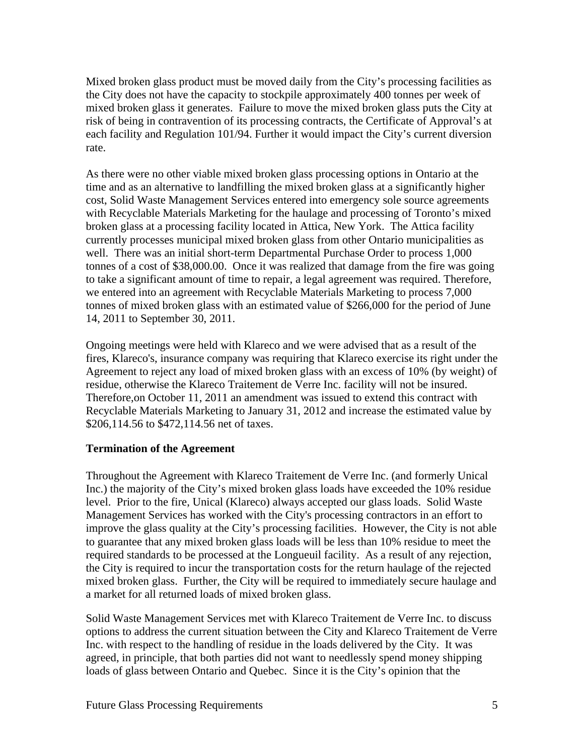Mixed broken glass product must be moved daily from the City's processing facilities as the City does not have the capacity to stockpile approximately 400 tonnes per week of mixed broken glass it generates. Failure to move the mixed broken glass puts the City at risk of being in contravention of its processing contracts, the Certificate of Approval's at each facility and Regulation 101/94. Further it would impact the City's current diversion rate.

As there were no other viable mixed broken glass processing options in Ontario at the time and as an alternative to landfilling the mixed broken glass at a significantly higher cost, Solid Waste Management Services entered into emergency sole source agreements with Recyclable Materials Marketing for the haulage and processing of Toronto's mixed broken glass at a processing facility located in Attica, New York. The Attica facility currently processes municipal mixed broken glass from other Ontario municipalities as well. There was an initial short-term Departmental Purchase Order to process 1,000 tonnes of a cost of $38,000.00. Once it was realized that damage from the fire was going to take a significant amount of time to repair, a legal agreement was required. Therefore, we entered into an agreement with Recyclable Materials Marketing to process 7,000 tonnes of mixed broken glass with an estimated value of $266,000 for the period of June 14, 2011 to September 30, 2011.

Ongoing meetings were held with Klareco and we were advised that as a result of the fires, Klareco's, insurance company was requiring that Klareco exercise its right under the Agreement to reject any load of mixed broken glass with an excess of 10% (by weight) of residue, otherwise the Klareco Traitement de Verre Inc. facility will not be insured. Therefore,on October 11, 2011 an amendment was issued to extend this contract with Recyclable Materials Marketing to January 31, 2012 and increase the estimated value by $206,114.56 to $472,114.56 net of taxes.

**Termination of the Agreement**

Throughout the Agreement with Klareco Traitement de Verre Inc. (and formerly Unical Inc.) the majority of the City's mixed broken glass loads have exceeded the 10% residue level. Prior to the fire, Unical (Klareco) always accepted our glass loads. Solid Waste Management Services has worked with the City's processing contractors in an effort to improve the glass quality at the City's processing facilities. However, the City is not able to guarantee that any mixed broken glass loads will be less than 10% residue to meet the required standards to be processed at the Longueuil facility. As a result of any rejection, the City is required to incur the transportation costs for the return haulage of the rejected mixed broken glass. Further, the City will be required to immediately secure haulage and a market for all returned loads of mixed broken glass.

Solid Waste Management Services met with Klareco Traitement de Verre Inc. to discuss options to address the current situation between the City and Klareco Traitement de Verre Inc. with respect to the handling of residue in the loads delivered by the City. It was agreed, in principle, that both parties did not want to needlessly spend money shipping loads of glass between Ontario and Quebec. Since it is the City's opinion that the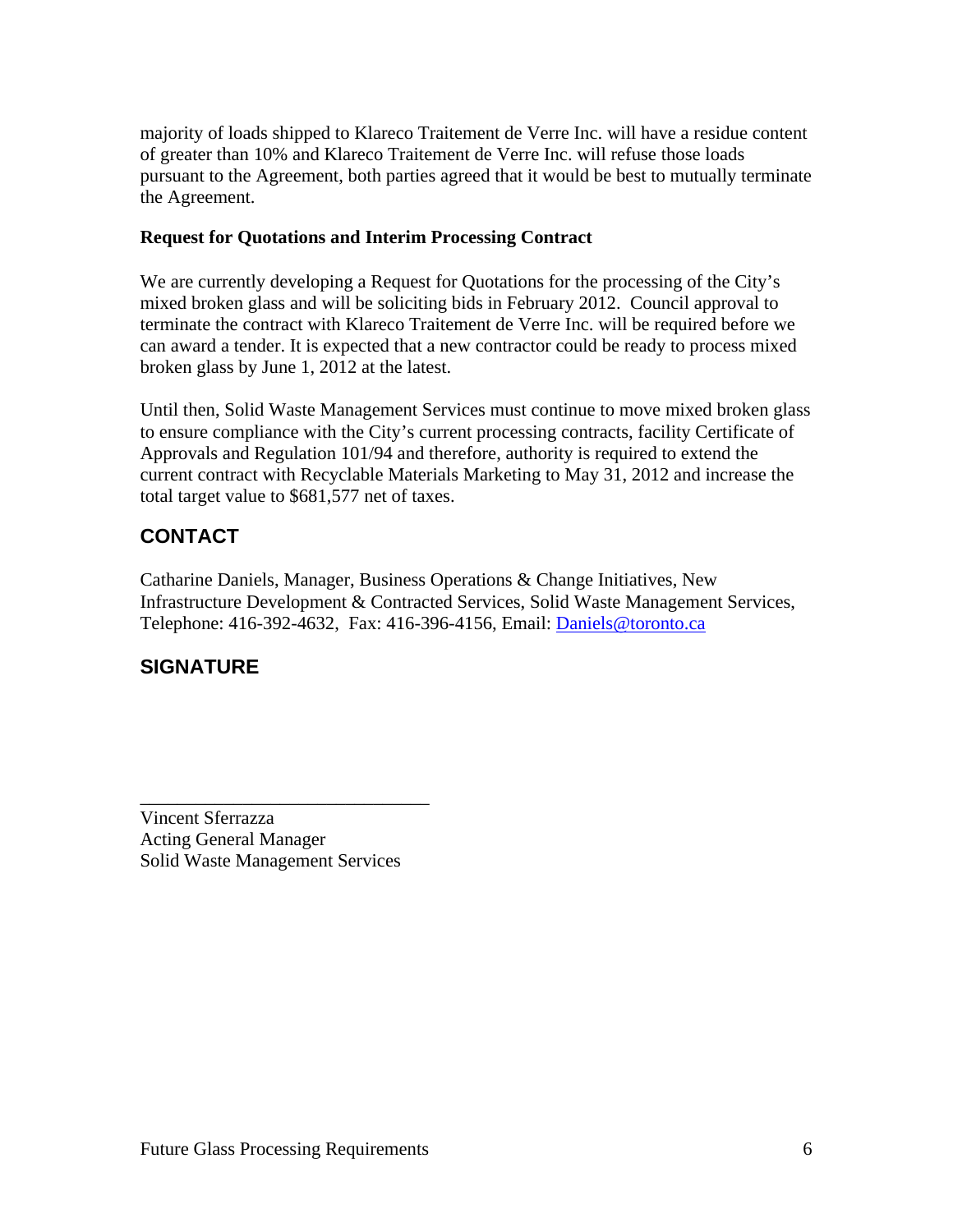majority of loads shipped to Klareco Traitement de Verre Inc. will have a residue content of greater than 10% and Klareco Traitement de Verre Inc. will refuse those loads pursuant to the Agreement, both parties agreed that it would be best to mutually terminate the Agreement.

**Request for Quotations and Interim Processing Contract**

We are currently developing a Request for Quotations for the processing of the City's mixed broken glass and will be soliciting bids in February 2012. Council approval to terminate the contract with Klareco Traitement de Verre Inc. will be required before we can award a tender. It is expected that a new contractor could be ready to process mixed broken glass by June 1, 2012 at the latest.

Until then, Solid Waste Management Services must continue to move mixed broken glass to ensure compliance with the City's current processing contracts, facility Certificate of Approvals and Regulation 101/94 and therefore, authority is required to extend the current contract with Recyclable Materials Marketing to May 31, 2012 and increase the total target value to $681,577 net of taxes.

## CONTACT

Catharine Daniels, Manager, Business Operations & Change Initiatives, New Infrastructure Development & Contracted Services, Solid Waste Management Services, Telephone: 416-392-4632, Fax: 416-396-4156, Email: Daniels@toronto.ca

## SIGNATURE

_______________________________

Vincent Sferrazza
Acting General Manager
Solid Waste Management Services